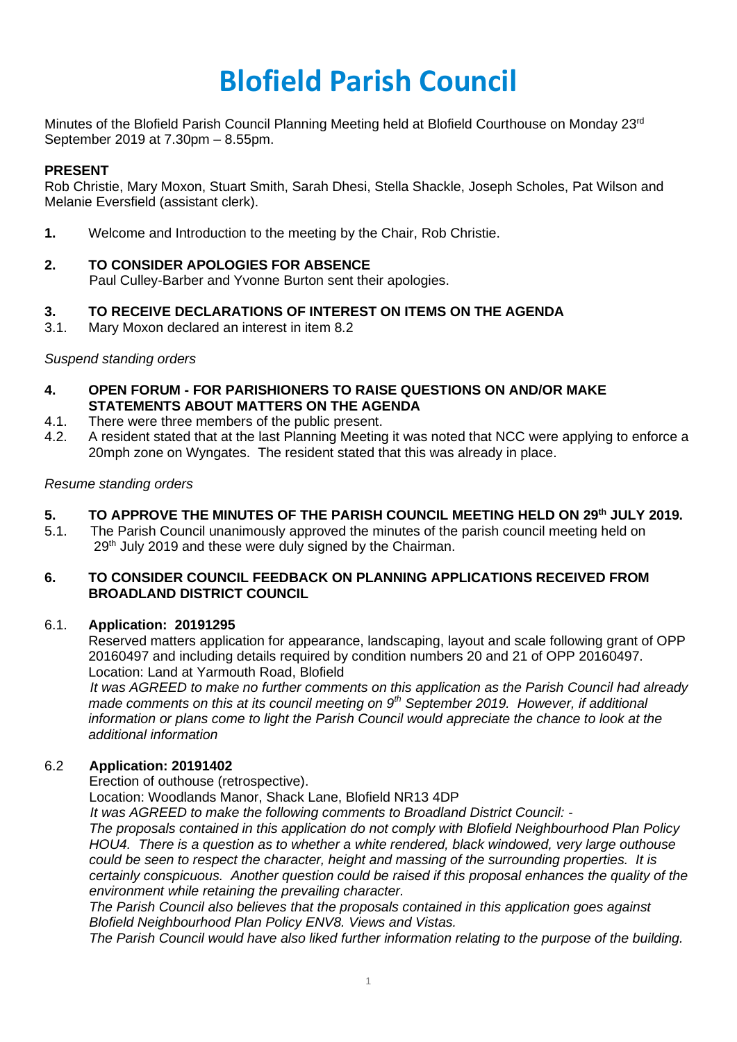# Blofield Parish Council

Minutes of the Blofield Parish Council Planning Meeting held at Blofield Courthouse on Monday 23rd September 2019 at 7.30pm – 8.55pm.

**PRESENT**

Rob Christie, Mary Moxon, Stuart Smith, Sarah Dhesi, Stella Shackle, Joseph Scholes, Pat Wilson and Melanie Eversfield (assistant clerk).

**1.** Welcome and Introduction to the meeting by the Chair, Rob Christie.

**2. TO CONSIDER APOLOGIES FOR ABSENCE**

Paul Culley-Barber and Yvonne Burton sent their apologies.

**3. TO RECEIVE DECLARATIONS OF INTEREST ON ITEMS ON THE AGENDA**

3.1. Mary Moxon declared an interest in item 8.2

*Suspend standing orders*

**4. OPEN FORUM - FOR PARISHIONERS TO RAISE QUESTIONS ON AND/OR MAKE STATEMENTS ABOUT MATTERS ON THE AGENDA**

4.1. There were three members of the public present.

4.2. A resident stated that at the last Planning Meeting it was noted that NCC were applying to enforce a 20mph zone on Wyngates. The resident stated that this was already in place.

*Resume standing orders*

**5. TO APPROVE THE MINUTES OF THE PARISH COUNCIL MEETING HELD ON 29th JULY 2019.**

5.1. The Parish Council unanimously approved the minutes of the parish council meeting held on 29th July 2019 and these were duly signed by the Chairman.

**6. TO CONSIDER COUNCIL FEEDBACK ON PLANNING APPLICATIONS RECEIVED FROM BROADLAND DISTRICT COUNCIL**

6.1. **Application: 20191295**

Reserved matters application for appearance, landscaping, layout and scale following grant of OPP 20160497 and including details required by condition numbers 20 and 21 of OPP 20160497.
Location: Land at Yarmouth Road, Blofield

*It was AGREED to make no further comments on this application as the Parish Council had already made comments on this at its council meeting on 9th September 2019. However, if additional information or plans come to light the Parish Council would appreciate the chance to look at the additional information*

6.2 **Application: 20191402**

Erection of outhouse (retrospective).
Location: Woodlands Manor, Shack Lane, Blofield NR13 4DP

*It was AGREED to make the following comments to Broadland District Council: -*

*The proposals contained in this application do not comply with Blofield Neighbourhood Plan Policy HOU4. There is a question as to whether a white rendered, black windowed, very large outhouse could be seen to respect the character, height and massing of the surrounding properties. It is certainly conspicuous. Another question could be raised if this proposal enhances the quality of the environment while retaining the prevailing character.*

*The Parish Council also believes that the proposals contained in this application goes against Blofield Neighbourhood Plan Policy ENV8. Views and Vistas.*

*The Parish Council would have also liked further information relating to the purpose of the building.*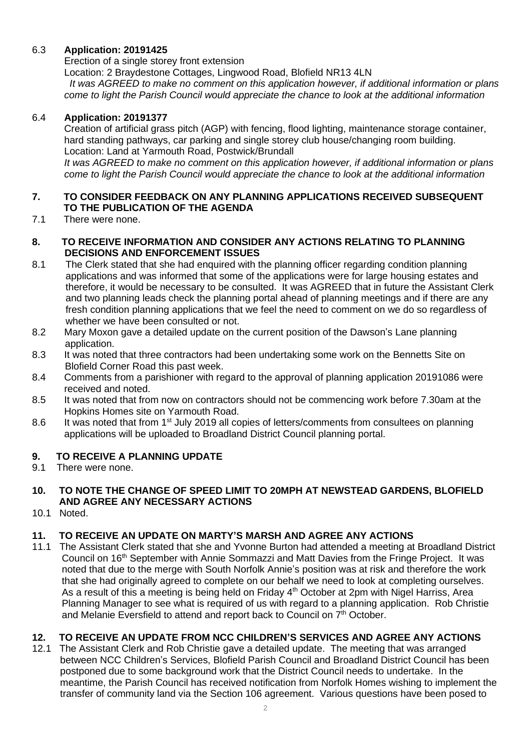6.3 **Application: 20191425**

Erection of a single storey front extension

Location: 2 Braydestone Cottages, Lingwood Road, Blofield NR13 4LN

*It was AGREED to make no comment on this application however, if additional information or plans come to light the Parish Council would appreciate the chance to look at the additional information*

6.4 **Application: 20191377**

Creation of artificial grass pitch (AGP) with fencing, flood lighting, maintenance storage container, hard standing pathways, car parking and single storey club house/changing room building.

Location: Land at Yarmouth Road, Postwick/Brundall

*It was AGREED to make no comment on this application however, if additional information or plans come to light the Parish Council would appreciate the chance to look at the additional information*

**7. TO CONSIDER FEEDBACK ON ANY PLANNING APPLICATIONS RECEIVED SUBSEQUENT TO THE PUBLICATION OF THE AGENDA**

7.1 There were none.

**8. TO RECEIVE INFORMATION AND CONSIDER ANY ACTIONS RELATING TO PLANNING DECISIONS AND ENFORCEMENT ISSUES**

8.1 The Clerk stated that she had enquired with the planning officer regarding condition planning applications and was informed that some of the applications were for large housing estates and therefore, it would be necessary to be consulted. It was AGREED that in future the Assistant Clerk and two planning leads check the planning portal ahead of planning meetings and if there are any fresh condition planning applications that we feel the need to comment on we do so regardless of whether we have been consulted or not.

8.2 Mary Moxon gave a detailed update on the current position of the Dawson's Lane planning application.

8.3 It was noted that three contractors had been undertaking some work on the Bennetts Site on Blofield Corner Road this past week.

8.4 Comments from a parishioner with regard to the approval of planning application 20191086 were received and noted.

8.5 It was noted that from now on contractors should not be commencing work before 7.30am at the Hopkins Homes site on Yarmouth Road.

8.6 It was noted that from 1st July 2019 all copies of letters/comments from consultees on planning applications will be uploaded to Broadland District Council planning portal.

**9. TO RECEIVE A PLANNING UPDATE**

9.1 There were none.

**10. TO NOTE THE CHANGE OF SPEED LIMIT TO 20MPH AT NEWSTEAD GARDENS, BLOFIELD AND AGREE ANY NECESSARY ACTIONS**

10.1 Noted.

**11. TO RECEIVE AN UPDATE ON MARTY'S MARSH AND AGREE ANY ACTIONS**

11.1 The Assistant Clerk stated that she and Yvonne Burton had attended a meeting at Broadland District Council on 16th September with Annie Sommazzi and Matt Davies from the Fringe Project. It was noted that due to the merge with South Norfolk Annie's position was at risk and therefore the work that she had originally agreed to complete on our behalf we need to look at completing ourselves. As a result of this a meeting is being held on Friday 4th October at 2pm with Nigel Harriss, Area Planning Manager to see what is required of us with regard to a planning application. Rob Christie and Melanie Eversfield to attend and report back to Council on 7th October.

**12. TO RECEIVE AN UPDATE FROM NCC CHILDREN'S SERVICES AND AGREE ANY ACTIONS**

12.1 The Assistant Clerk and Rob Christie gave a detailed update. The meeting that was arranged between NCC Children's Services, Blofield Parish Council and Broadland District Council has been postponed due to some background work that the District Council needs to undertake. In the meantime, the Parish Council has received notification from Norfolk Homes wishing to implement the transfer of community land via the Section 106 agreement. Various questions have been posed to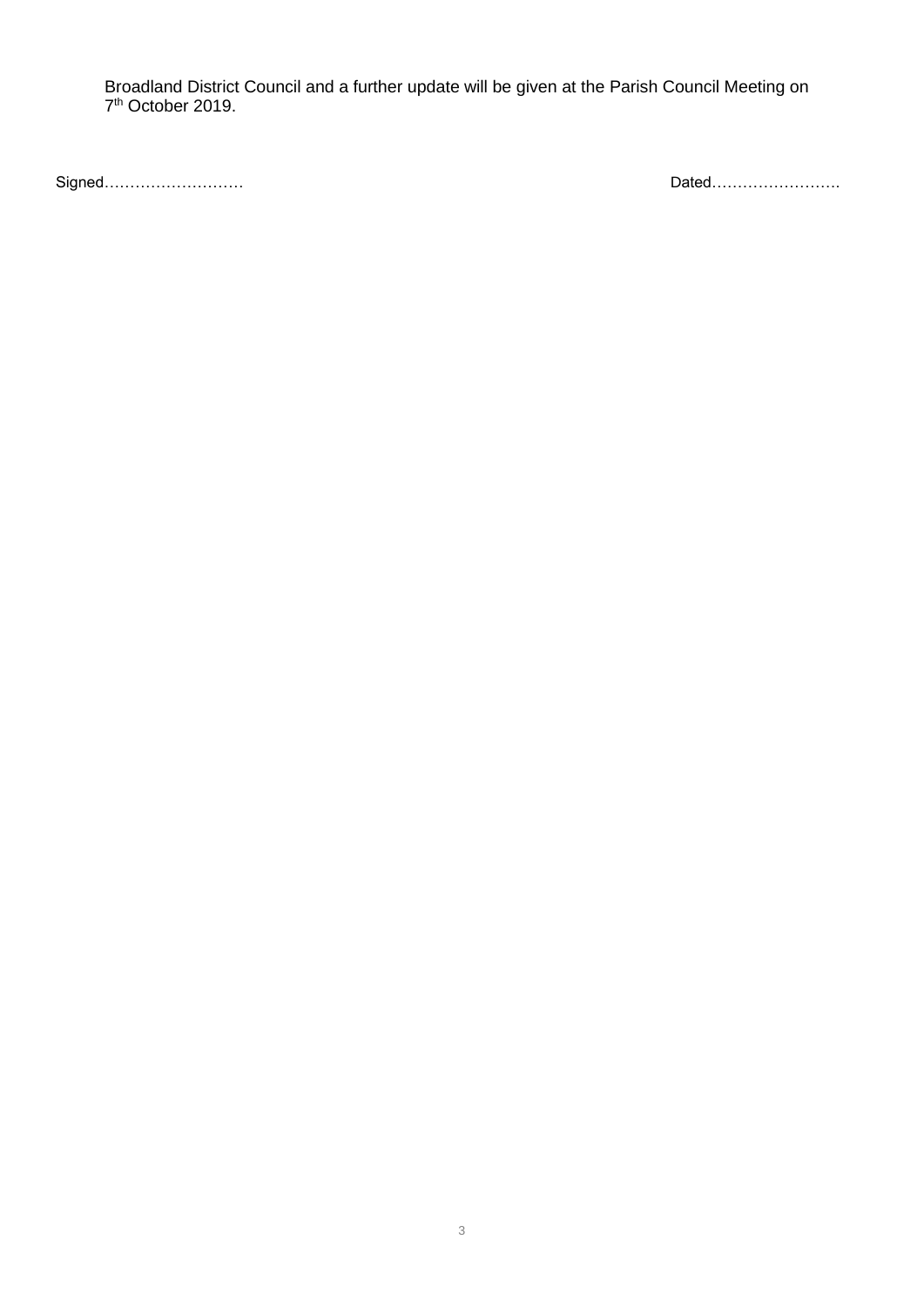Broadland District Council and a further update will be given at the Parish Council Meeting on 7th October 2019.

Signed……………………… Dated…………………….